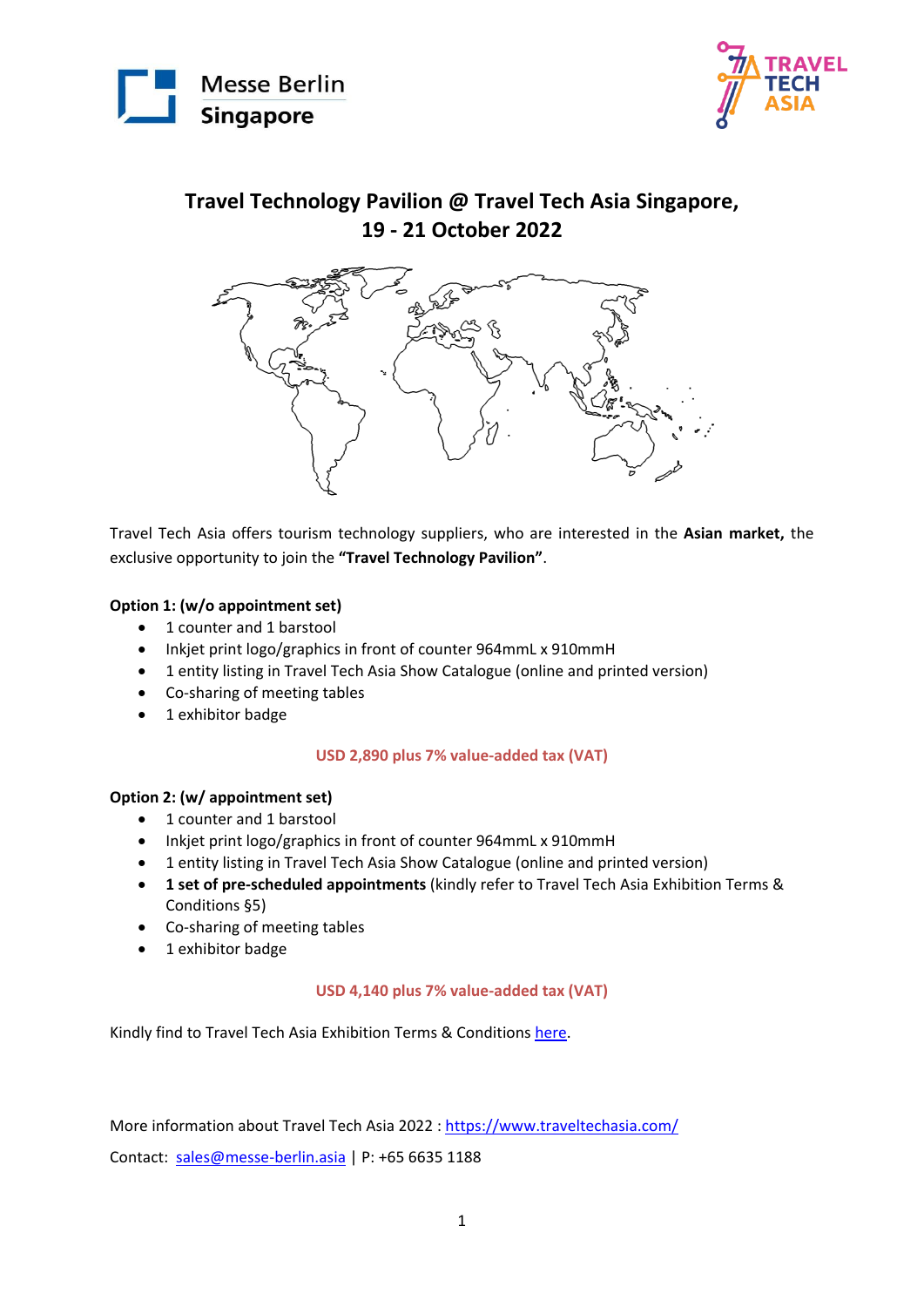Messe Berlin Singapore

TRAVEL TECH ASIA

# Travel Technology Pavilion @ Travel Tech Asia Singapore, 19 - 21 October 2022

Travel Tech Asia offers tourism technology suppliers, who are interested in the **Asian market,** the exclusive opportunity to join the **"Travel Technology Pavilion"**.

**Option 1: (w/o appointment set)**

- 1 counter and 1 barstool
- Inkjet print logo/graphics in front of counter 964mmL x 910mmH
- 1 entity listing in Travel Tech Asia Show Catalogue (online and printed version)
- Co-sharing of meeting tables
- 1 exhibitor badge

**USD 2,890 plus 7% value-added tax (VAT)**

**Option 2: (w/ appointment set)**

- 1 counter and 1 barstool
- Inkjet print logo/graphics in front of counter 964mmL x 910mmH
- 1 entity listing in Travel Tech Asia Show Catalogue (online and printed version)
- **1 set of pre-scheduled appointments** (kindly refer to Travel Tech Asia Exhibition Terms & Conditions §5)
- Co-sharing of meeting tables
- 1 exhibitor badge

**USD 4,140 plus 7% value-added tax (VAT)**

Kindly find to Travel Tech Asia Exhibition Terms & Conditions here.

More information about Travel Tech Asia 2022 : https://www.traveltechasia.com/

Contact: sales@messe-berlin.asia | P: +65 6635 1188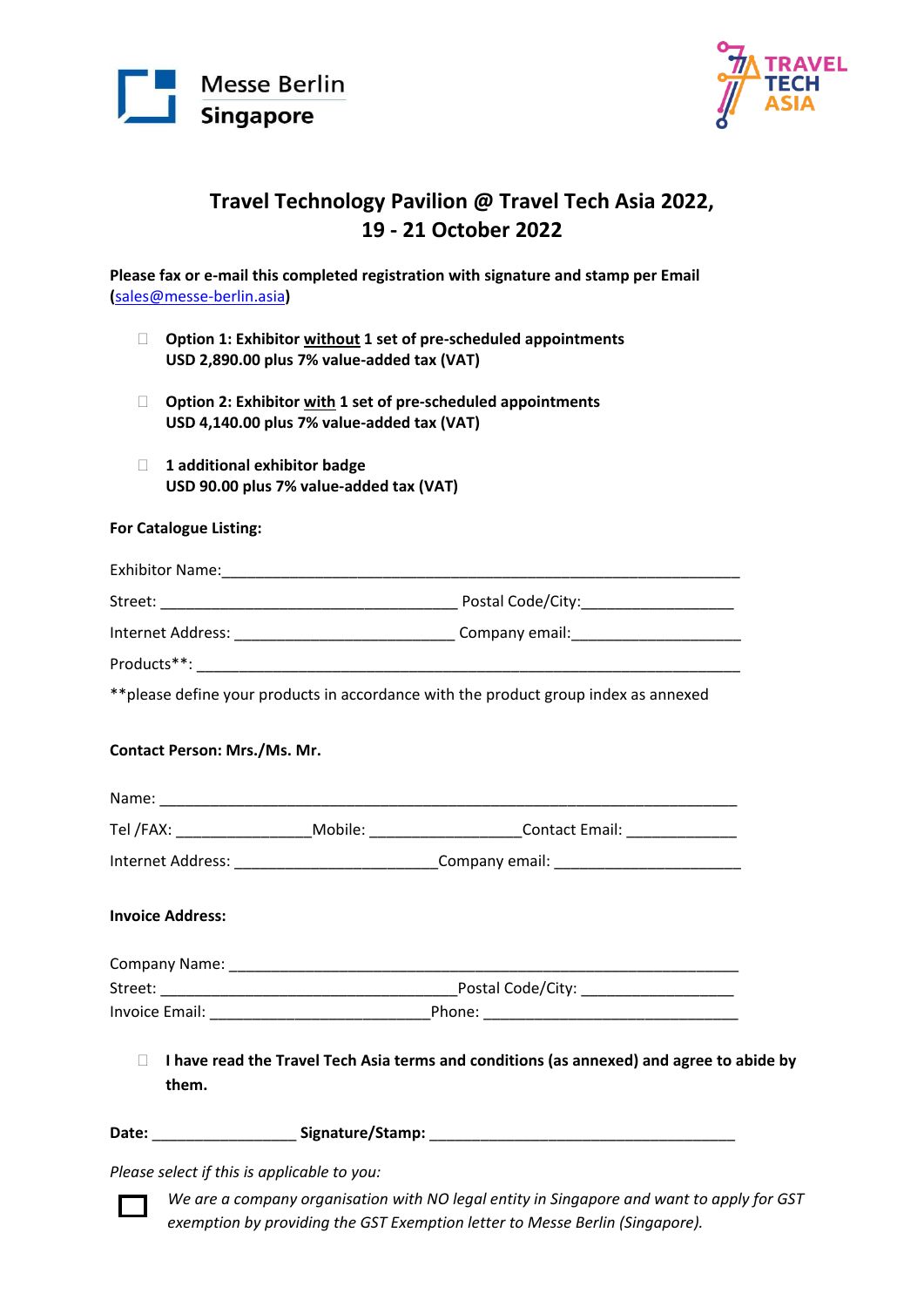Messe Berlin Singapore

TRAVEL TECH ASIA

# Travel Technology Pavilion @ Travel Tech Asia 2022, 19 - 21 October 2022

**Please fax or e-mail this completed registration with signature and stamp per Email (sales@messe-berlin.asia)**

- ☐ **Option 1: Exhibitor without 1 set of pre-scheduled appointments**
  **USD 2,890.00 plus 7% value-added tax (VAT)**

- ☐ **Option 2: Exhibitor with 1 set of pre-scheduled appointments**
  **USD 4,140.00 plus 7% value-added tax (VAT)**

- ☐ **1 additional exhibitor badge**
  **USD 90.00 plus 7% value-added tax (VAT)**

**For Catalogue Listing:**

Exhibitor Name:_______________________________________________________________

Street: ___________________________________ Postal Code/City:_________________

Internet Address: _________________________ Company email:___________________

Products**: ______________________________________________________________

**please define your products in accordance with the product group index as annexed

**Contact Person: Mrs./Ms. Mr.**

Name: _________________________________________________________________

Tel /FAX: _______________Mobile: _________________Contact Email: ____________

Internet Address: _______________________Company email: _____________________

**Invoice Address:**

Company Name: ________________________________________________________

Street: _________________________________Postal Code/City: _________________

Invoice Email: _________________________Phone: _____________________________

☐ **I have read the Travel Tech Asia terms and conditions (as annexed) and agree to abide by them.**

**Date:** ________________ **Signature/Stamp:** ____________________________________

*Please select if this is applicable to you:*

☐ *We are a company organisation with NO legal entity in Singapore and want to apply for GST exemption by providing the GST Exemption letter to Messe Berlin (Singapore).*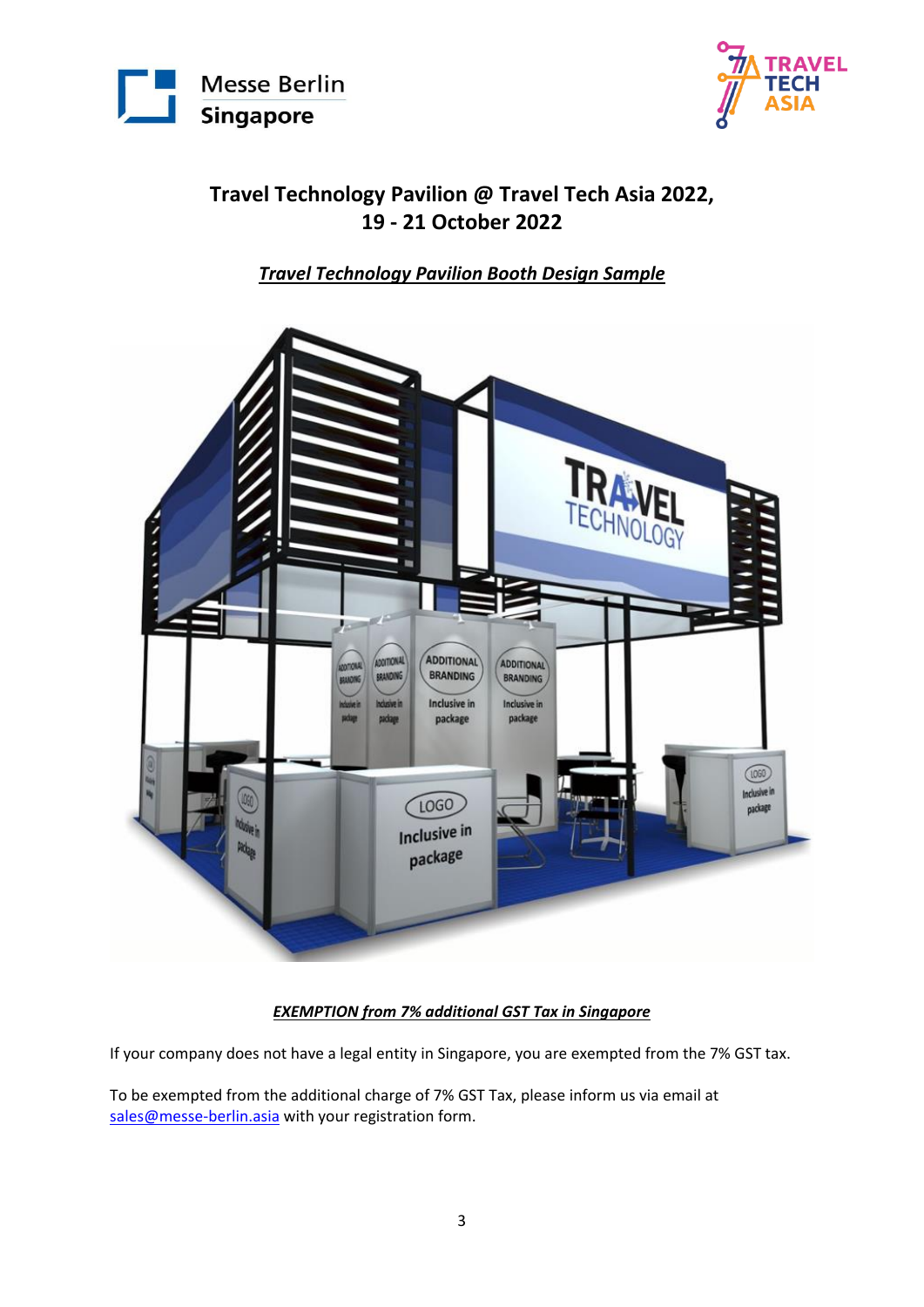# Travel Technology Pavilion @ Travel Tech Asia 2022, 19 - 21 October 2022

***Travel Technology Pavilion Booth Design Sample***

***EXEMPTION from 7% additional GST Tax in Singapore***

If your company does not have a legal entity in Singapore, you are exempted from the 7% GST tax.

To be exempted from the additional charge of 7% GST Tax, please inform us via email at sales@messe-berlin.asia with your registration form.